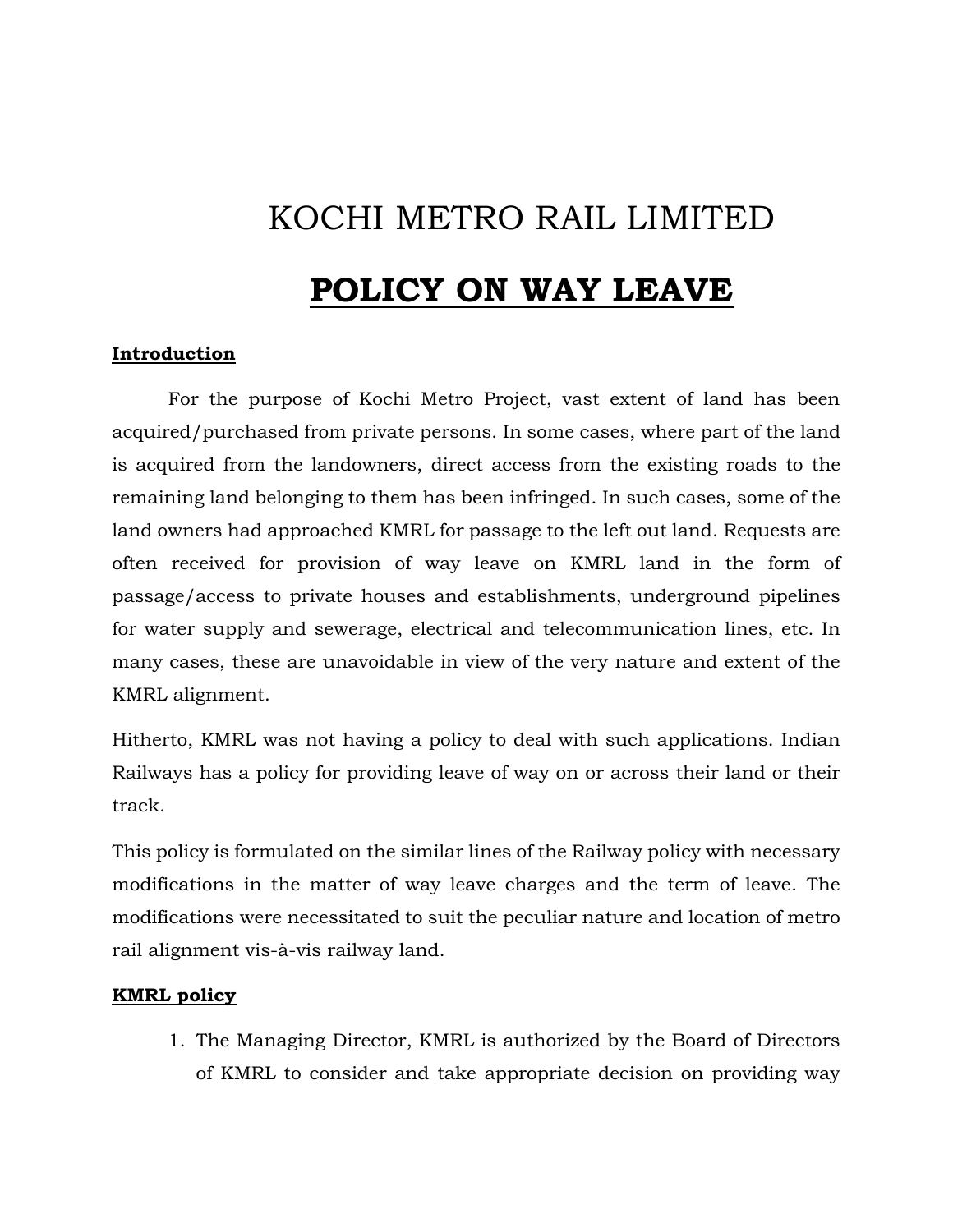# KOCHI METRO RAIL LIMITED

## POLICY ON WAY LEAVE

**Introduction**

For the purpose of Kochi Metro Project, vast extent of land has been acquired/purchased from private persons. In some cases, where part of the land is acquired from the landowners, direct access from the existing roads to the remaining land belonging to them has been infringed. In such cases, some of the land owners had approached KMRL for passage to the left out land. Requests are often received for provision of way leave on KMRL land in the form of passage/access to private houses and establishments, underground pipelines for water supply and sewerage, electrical and telecommunication lines, etc. In many cases, these are unavoidable in view of the very nature and extent of the KMRL alignment.

Hitherto, KMRL was not having a policy to deal with such applications. Indian Railways has a policy for providing leave of way on or across their land or their track.

This policy is formulated on the similar lines of the Railway policy with necessary modifications in the matter of way leave charges and the term of leave. The modifications were necessitated to suit the peculiar nature and location of metro rail alignment vis-à-vis railway land.

**KMRL policy**

1. The Managing Director, KMRL is authorized by the Board of Directors of KMRL to consider and take appropriate decision on providing way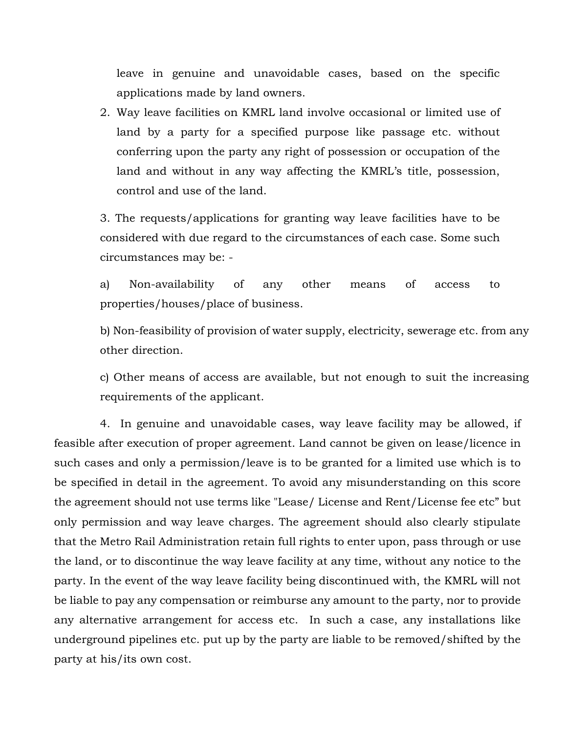leave in genuine and unavoidable cases, based on the specific applications made by land owners.

2. Way leave facilities on KMRL land involve occasional or limited use of land by a party for a specified purpose like passage etc. without conferring upon the party any right of possession or occupation of the land and without in any way affecting the KMRL's title, possession, control and use of the land.

3. The requests/applications for granting way leave facilities have to be considered with due regard to the circumstances of each case. Some such circumstances may be: -

a) Non-availability of any other means of access to properties/houses/place of business.

b) Non-feasibility of provision of water supply, electricity, sewerage etc. from any other direction.

c) Other means of access are available, but not enough to suit the increasing requirements of the applicant.

4. In genuine and unavoidable cases, way leave facility may be allowed, if feasible after execution of proper agreement. Land cannot be given on lease/licence in such cases and only a permission/leave is to be granted for a limited use which is to be specified in detail in the agreement. To avoid any misunderstanding on this score the agreement should not use terms like "Lease/ License and Rent/License fee etc" but only permission and way leave charges. The agreement should also clearly stipulate that the Metro Rail Administration retain full rights to enter upon, pass through or use the land, or to discontinue the way leave facility at any time, without any notice to the party. In the event of the way leave facility being discontinued with, the KMRL will not be liable to pay any compensation or reimburse any amount to the party, nor to provide any alternative arrangement for access etc. In such a case, any installations like underground pipelines etc. put up by the party are liable to be removed/shifted by the party at his/its own cost.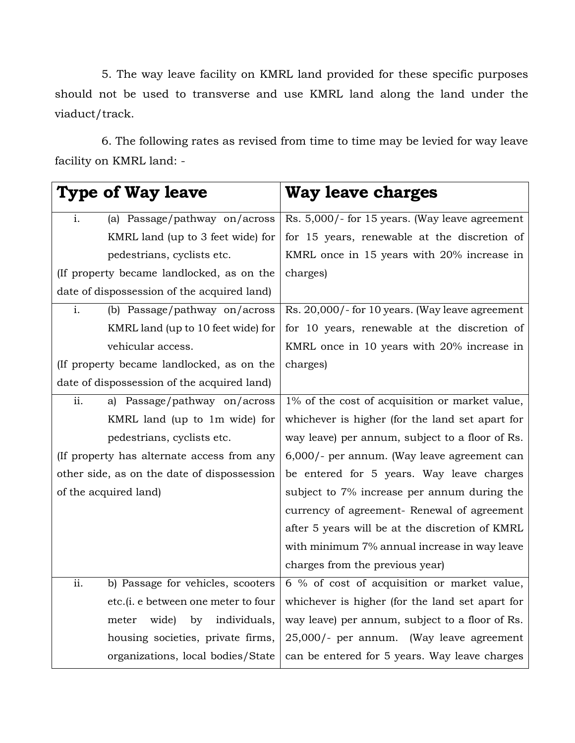5. The way leave facility on KMRL land provided for these specific purposes should not be used to transverse and use KMRL land along the land under the viaduct/track.

6. The following rates as revised from time to time may be levied for way leave facility on KMRL land: -

| Type of Way leave | Way leave charges |
|---|---|
| i. (a) Passage/pathway on/across KMRL land (up to 3 feet wide) for pedestrians, cyclists etc. (If property became landlocked, as on the date of dispossession of the acquired land) | Rs. 5,000/- for 15 years. (Way leave agreement for 15 years, renewable at the discretion of KMRL once in 15 years with 20% increase in charges) |
| i. (b) Passage/pathway on/across KMRL land (up to 10 feet wide) for vehicular access. (If property became landlocked, as on the date of dispossession of the acquired land) | Rs. 20,000/- for 10 years. (Way leave agreement for 10 years, renewable at the discretion of KMRL once in 10 years with 20% increase in charges) |
| ii. a) Passage/pathway on/across KMRL land (up to 1m wide) for pedestrians, cyclists etc. (If property has alternate access from any other side, as on the date of dispossession of the acquired land) | 1% of the cost of acquisition or market value, whichever is higher (for the land set apart for way leave) per annum, subject to a floor of Rs. 6,000/- per annum. (Way leave agreement can be entered for 5 years. Way leave charges subject to 7% increase per annum during the currency of agreement- Renewal of agreement after 5 years will be at the discretion of KMRL with minimum 7% annual increase in way leave charges from the previous year) |
| ii. b) Passage for vehicles, scooters etc.(i. e between one meter to four meter wide) by individuals, housing societies, private firms, organizations, local bodies/State | 6 % of cost of acquisition or market value, whichever is higher (for the land set apart for way leave) per annum, subject to a floor of Rs. 25,000/- per annum. (Way leave agreement can be entered for 5 years. Way leave charges |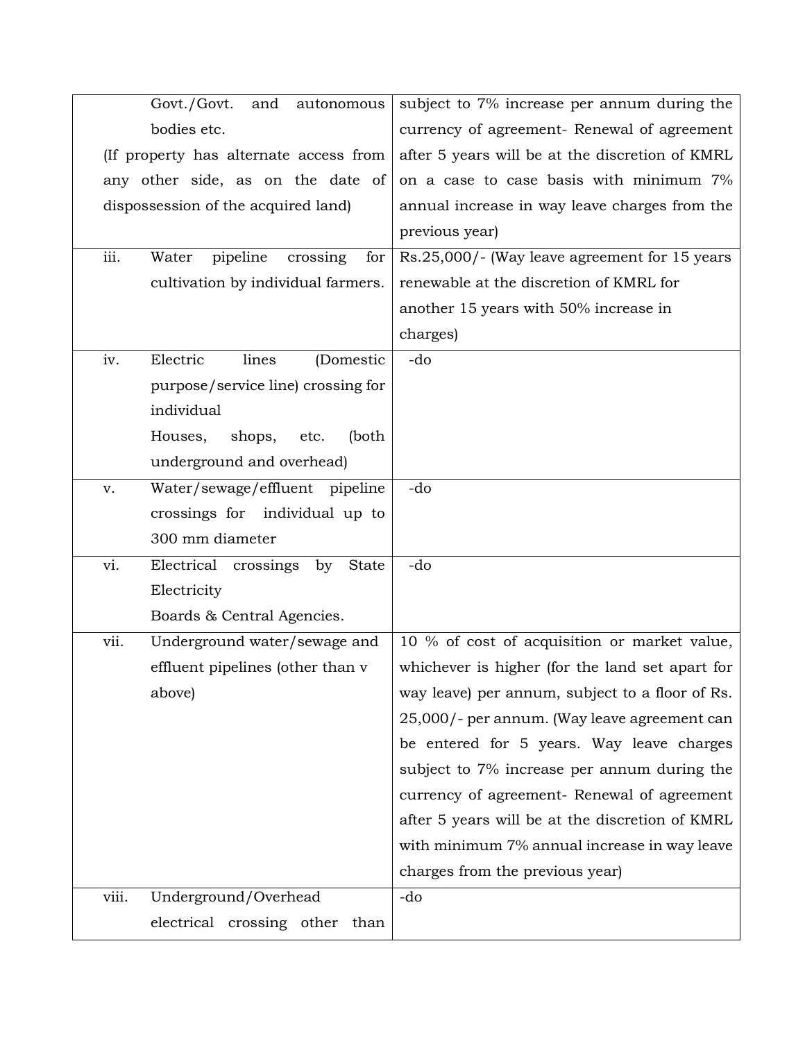| | | |
|---|---|---|
| | Govt./Govt. and autonomous bodies etc.<br>(If property has alternate access from any other side, as on the date of dispossession of the acquired land) | subject to 7% increase per annum during the currency of agreement- Renewal of agreement after 5 years will be at the discretion of KMRL on a case to case basis with minimum 7% annual increase in way leave charges from the previous year) |
| iii. | Water pipeline crossing for cultivation by individual farmers. | Rs.25,000/- (Way leave agreement for 15 years renewable at the discretion of KMRL for another 15 years with 50% increase in charges) |
| iv. | Electric lines (Domestic purpose/service line) crossing for individual<br>Houses, shops, etc. (both underground and overhead) | -do |
| v. | Water/sewage/effluent pipeline crossings for individual up to 300 mm diameter | -do |
| vi. | Electrical crossings by State Electricity<br>Boards & Central Agencies. | -do |
| vii. | Underground water/sewage and effluent pipelines (other than v above) | 10 % of cost of acquisition or market value, whichever is higher (for the land set apart for way leave) per annum, subject to a floor of Rs. 25,000/- per annum. (Way leave agreement can be entered for 5 years. Way leave charges subject to 7% increase per annum during the currency of agreement- Renewal of agreement after 5 years will be at the discretion of KMRL with minimum 7% annual increase in way leave charges from the previous year) |
| viii. | Underground/Overhead electrical crossing other than | -do |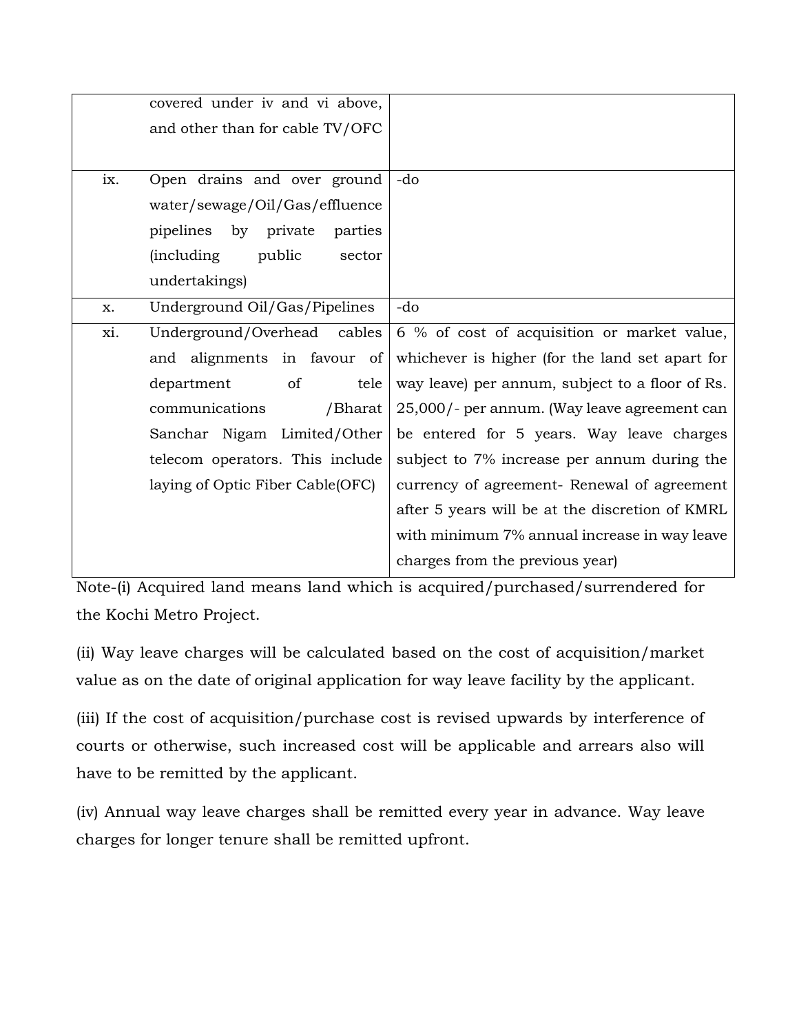|  |  |  |
|---|---|---|
|  | covered under iv and vi above, and other than for cable TV/OFC |  |
| ix. | Open drains and over ground water/sewage/Oil/Gas/effluence pipelines by private parties (including public sector undertakings) | -do |
| x. | Underground Oil/Gas/Pipelines | -do |
| xi. | Underground/Overhead cables and alignments in favour of department of tele communications /Bharat Sanchar Nigam Limited/Other telecom operators. This include laying of Optic Fiber Cable(OFC) | 6 % of cost of acquisition or market value, whichever is higher (for the land set apart for way leave) per annum, subject to a floor of Rs. 25,000/- per annum. (Way leave agreement can be entered for 5 years. Way leave charges subject to 7% increase per annum during the currency of agreement- Renewal of agreement after 5 years will be at the discretion of KMRL with minimum 7% annual increase in way leave charges from the previous year) |

Note-(i) Acquired land means land which is acquired/purchased/surrendered for the Kochi Metro Project.

(ii) Way leave charges will be calculated based on the cost of acquisition/market value as on the date of original application for way leave facility by the applicant.

(iii) If the cost of acquisition/purchase cost is revised upwards by interference of courts or otherwise, such increased cost will be applicable and arrears also will have to be remitted by the applicant.

(iv) Annual way leave charges shall be remitted every year in advance. Way leave charges for longer tenure shall be remitted upfront.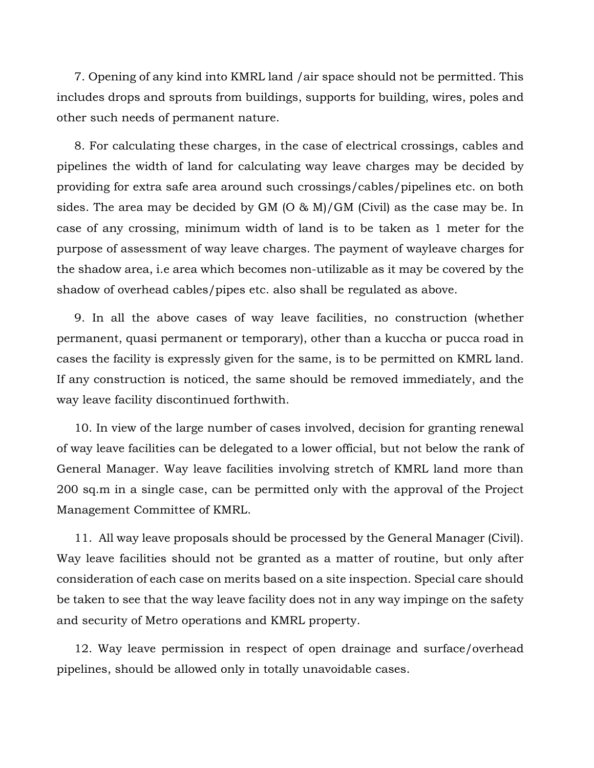7. Opening of any kind into KMRL land /air space should not be permitted. This includes drops and sprouts from buildings, supports for building, wires, poles and other such needs of permanent nature.

8. For calculating these charges, in the case of electrical crossings, cables and pipelines the width of land for calculating way leave charges may be decided by providing for extra safe area around such crossings/cables/pipelines etc. on both sides. The area may be decided by GM (O & M)/GM (Civil) as the case may be. In case of any crossing, minimum width of land is to be taken as 1 meter for the purpose of assessment of way leave charges. The payment of wayleave charges for the shadow area, i.e area which becomes non-utilizable as it may be covered by the shadow of overhead cables/pipes etc. also shall be regulated as above.

9. In all the above cases of way leave facilities, no construction (whether permanent, quasi permanent or temporary), other than a kuccha or pucca road in cases the facility is expressly given for the same, is to be permitted on KMRL land. If any construction is noticed, the same should be removed immediately, and the way leave facility discontinued forthwith.

10. In view of the large number of cases involved, decision for granting renewal of way leave facilities can be delegated to a lower official, but not below the rank of General Manager. Way leave facilities involving stretch of KMRL land more than 200 sq.m in a single case, can be permitted only with the approval of the Project Management Committee of KMRL.

11. All way leave proposals should be processed by the General Manager (Civil). Way leave facilities should not be granted as a matter of routine, but only after consideration of each case on merits based on a site inspection. Special care should be taken to see that the way leave facility does not in any way impinge on the safety and security of Metro operations and KMRL property.

12. Way leave permission in respect of open drainage and surface/overhead pipelines, should be allowed only in totally unavoidable cases.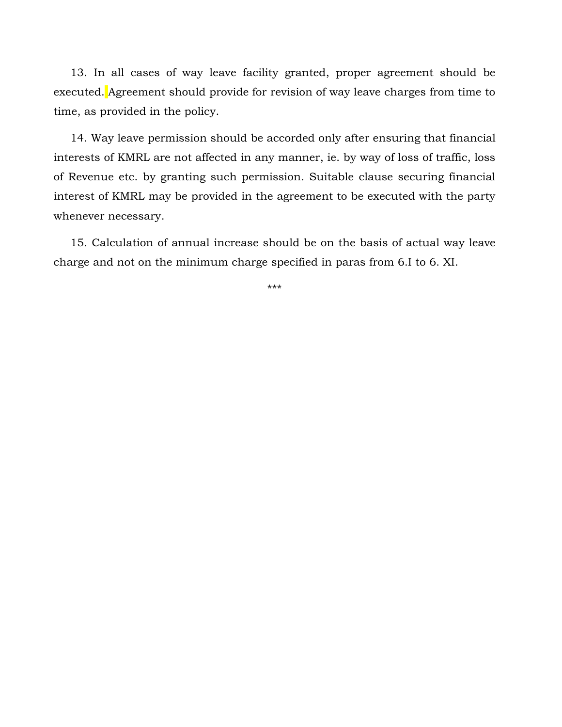13. In all cases of way leave facility granted, proper agreement should be executed. Agreement should provide for revision of way leave charges from time to time, as provided in the policy.

14. Way leave permission should be accorded only after ensuring that financial interests of KMRL are not affected in any manner, ie. by way of loss of traffic, loss of Revenue etc. by granting such permission. Suitable clause securing financial interest of KMRL may be provided in the agreement to be executed with the party whenever necessary.

15. Calculation of annual increase should be on the basis of actual way leave charge and not on the minimum charge specified in paras from 6.I to 6. XI.

***